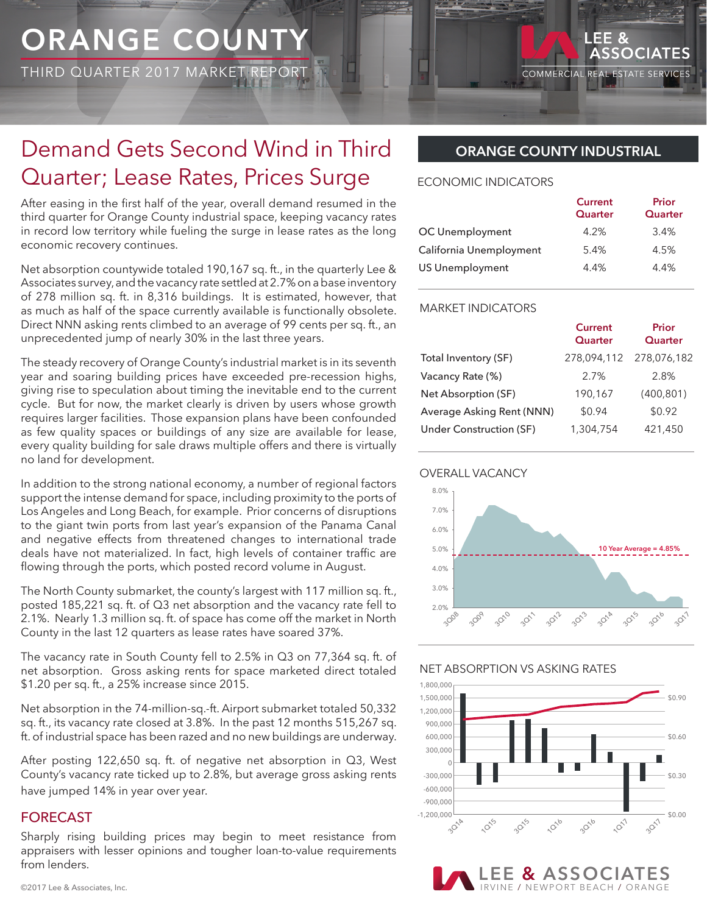# ORANGE COUNTY

THIRD QUARTER 2017 MARKET REPORT

## Demand Gets Second Wind in Third Quarter; Lease Rates, Prices Surge

After easing in the first half of the year, overall demand resumed in the third quarter for Orange County industrial space, keeping vacancy rates in record low territory while fueling the surge in lease rates as the long economic recovery continues.

Net absorption countywide totaled 190,167 sq. ft., in the quarterly Lee & Associates survey, and the vacancy rate settled at 2.7% on a base inventory of 278 million sq. ft. in 8,316 buildings. It is estimated, however, that as much as half of the space currently available is functionally obsolete. Direct NNN asking rents climbed to an average of 99 cents per sq. ft., an unprecedented jump of nearly 30% in the last three years.

The steady recovery of Orange County's industrial market is in its seventh year and soaring building prices have exceeded pre-recession highs, giving rise to speculation about timing the inevitable end to the current cycle. But for now, the market clearly is driven by users whose growth requires larger facilities. Those expansion plans have been confounded as few quality spaces or buildings of any size are available for lease, every quality building for sale draws multiple offers and there is virtually no land for development.

In addition to the strong national economy, a number of regional factors support the intense demand for space, including proximity to the ports of Los Angeles and Long Beach, for example. Prior concerns of disruptions to the giant twin ports from last year's expansion of the Panama Canal and negative effects from threatened changes to international trade deals have not materialized. In fact, high levels of container traffic are flowing through the ports, which posted record volume in August.

The North County submarket, the county's largest with 117 million sq. ft., posted 185,221 sq. ft. of Q3 net absorption and the vacancy rate fell to 2.1%. Nearly 1.3 million sq. ft. of space has come off the market in North County in the last 12 quarters as lease rates have soared 37%.

The vacancy rate in South County fell to 2.5% in Q3 on 77,364 sq. ft. of net absorption. Gross asking rents for space marketed direct totaled $1.20 per sq. ft., a 25% increase since 2015.

Net absorption in the 74-million-sq.-ft. Airport submarket totaled 50,332 sq. ft., its vacancy rate closed at 3.8%. In the past 12 months 515,267 sq. ft. of industrial space has been razed and no new buildings are underway.

After posting 122,650 sq. ft. of negative net absorption in Q3, West County's vacancy rate ticked up to 2.8%, but average gross asking rents have jumped 14% in year over year.

## FORECAST

Sharply rising building prices may begin to meet resistance from appraisers with lesser opinions and tougher loan-to-value requirements from lenders.

## ORANGE COUNTY INDUSTRIAL

### ECONOMIC INDICATORS

| | Current Quarter | Prior Quarter |
|---|---|---|
| OC Unemployment | 4.2% | 3.4% |
| California Unemployment | 5.4% | 4.5% |
| US Unemployment | 4.4% | 4.4% |

### MARKET INDICATORS

| | Current Quarter | Prior Quarter |
|---|---|---|
| Total Inventory (SF) | 278,094,112 | 278,076,182 |
| Vacancy Rate (%) | 2.7% | 2.8% |
| Net Absorption (SF) | 190,167 | (400,801) |
| Average Asking Rent (NNN) | $0.94 | $0.92 |
| Under Construction (SF) | 1,304,754 | 421,450 |

### OVERALL VACANCY

10 Year Average = 4.85%

### NET ABSORPTION VS ASKING RATES

©2017 Lee & Associates, Inc.

LEE & ASSOCIATES IRVINE / NEWPORT BEACH / ORANGE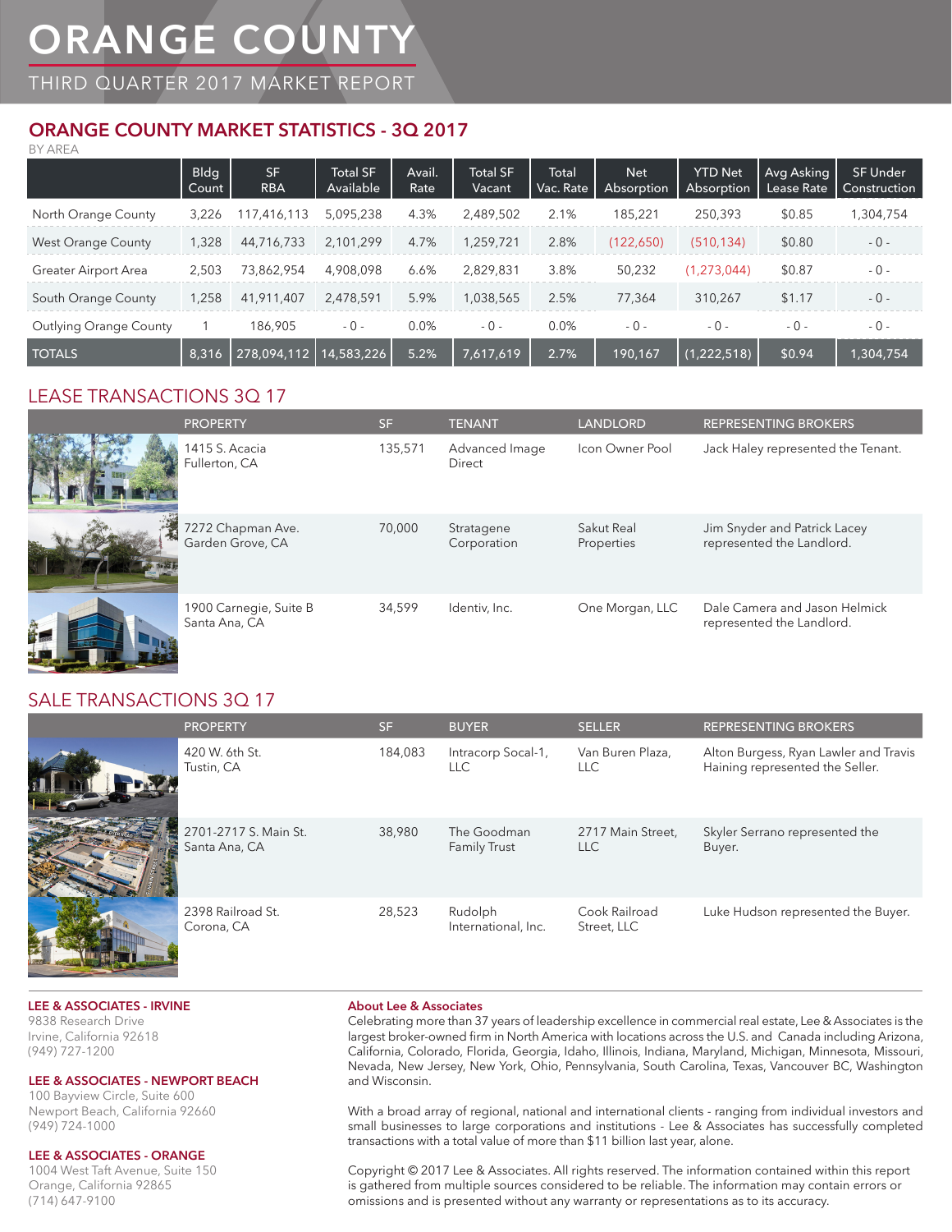# ORANGE COUNTY

THIRD QUARTER 2017 MARKET REPORT

## ORANGE COUNTY MARKET STATISTICS - 3Q 2017

BY AREA

| | Bldg Count | SF RBA | Total SF Available | Avail. Rate | Total SF Vacant | Total Vac. Rate | Net Absorption | YTD Net Absorption | Avg Asking Lease Rate | SF Under Construction |
|---|---|---|---|---|---|---|---|---|---|---|
| North Orange County | 3,226 | 117,416,113 | 5,095,238 | 4.3% | 2,489,502 | 2.1% | 185,221 | 250,393 | $0.85 | 1,304,754 |
| West Orange County | 1,328 | 44,716,733 | 2,101,299 | 4.7% | 1,259,721 | 2.8% | (122,650) | (510,134) | $0.80 | - 0 - |
| Greater Airport Area | 2,503 | 73,862,954 | 4,908,098 | 6.6% | 2,829,831 | 3.8% | 50,232 | (1,273,044) | $0.87 | - 0 - |
| South Orange County | 1,258 | 41,911,407 | 2,478,591 | 5.9% | 1,038,565 | 2.5% | 77,364 | 310,267 | $1.17 | - 0 - |
| Outlying Orange County | 1 | 186,905 | - 0 - | 0.0% | - 0 - | 0.0% | - 0 - | - 0 - | - 0 - | - 0 - |
| TOTALS | 8,316 | 278,094,112 | 14,583,226 | 5.2% | 7,617,619 | 2.7% | 190,167 | (1,222,518) | $0.94 | 1,304,754 |

## LEASE TRANSACTIONS 3Q 17

| PROPERTY | SF | TENANT | LANDLORD | REPRESENTING BROKERS |
|---|---|---|---|---|
| 1415 S. Acacia<br>Fullerton, CA | 135,571 | Advanced Image Direct | Icon Owner Pool | Jack Haley represented the Tenant. |
| 7272 Chapman Ave.<br>Garden Grove, CA | 70,000 | Stratagene Corporation | Sakut Real Properties | Jim Snyder and Patrick Lacey represented the Landlord. |
| 1900 Carnegie, Suite B<br>Santa Ana, CA | 34,599 | Identiv, Inc. | One Morgan, LLC | Dale Camera and Jason Helmick represented the Landlord. |

## SALE TRANSACTIONS 3Q 17

| PROPERTY | SF | BUYER | SELLER | REPRESENTING BROKERS |
|---|---|---|---|---|
| 420 W. 6th St.<br>Tustin, CA | 184,083 | Intracorp Socal-1, LLC | Van Buren Plaza, LLC | Alton Burgess, Ryan Lawler and Travis Haining represented the Seller. |
| 2701-2717 S. Main St.<br>Santa Ana, CA | 38,980 | The Goodman Family Trust | 2717 Main Street, LLC | Skyler Serrano represented the Buyer. |
| 2398 Railroad St.<br>Corona, CA | 28,523 | Rudolph International, Inc. | Cook Railroad Street, LLC | Luke Hudson represented the Buyer. |

**LEE & ASSOCIATES - IRVINE**
9838 Research Drive
Irvine, California 92618
(949) 727-1200

**LEE & ASSOCIATES - NEWPORT BEACH**
100 Bayview Circle, Suite 600
Newport Beach, California 92660
(949) 724-1000

**LEE & ASSOCIATES - ORANGE**
1004 West Taft Avenue, Suite 150
Orange, California 92865
(714) 647-9100

**About Lee & Associates**

Celebrating more than 37 years of leadership excellence in commercial real estate, Lee & Associates is the largest broker-owned firm in North America with locations across the U.S. and Canada including Arizona, California, Colorado, Florida, Georgia, Idaho, Illinois, Indiana, Maryland, Michigan, Minnesota, Missouri, Nevada, New Jersey, New York, Ohio, Pennsylvania, South Carolina, Texas, Vancouver BC, Washington and Wisconsin.

With a broad array of regional, national and international clients - ranging from individual investors and small businesses to large corporations and institutions - Lee & Associates has successfully completed transactions with a total value of more than $11 billion last year, alone.

Copyright © 2017 Lee & Associates. All rights reserved. The information contained within this report is gathered from multiple sources considered to be reliable. The information may contain errors or omissions and is presented without any warranty or representations as to its accuracy.